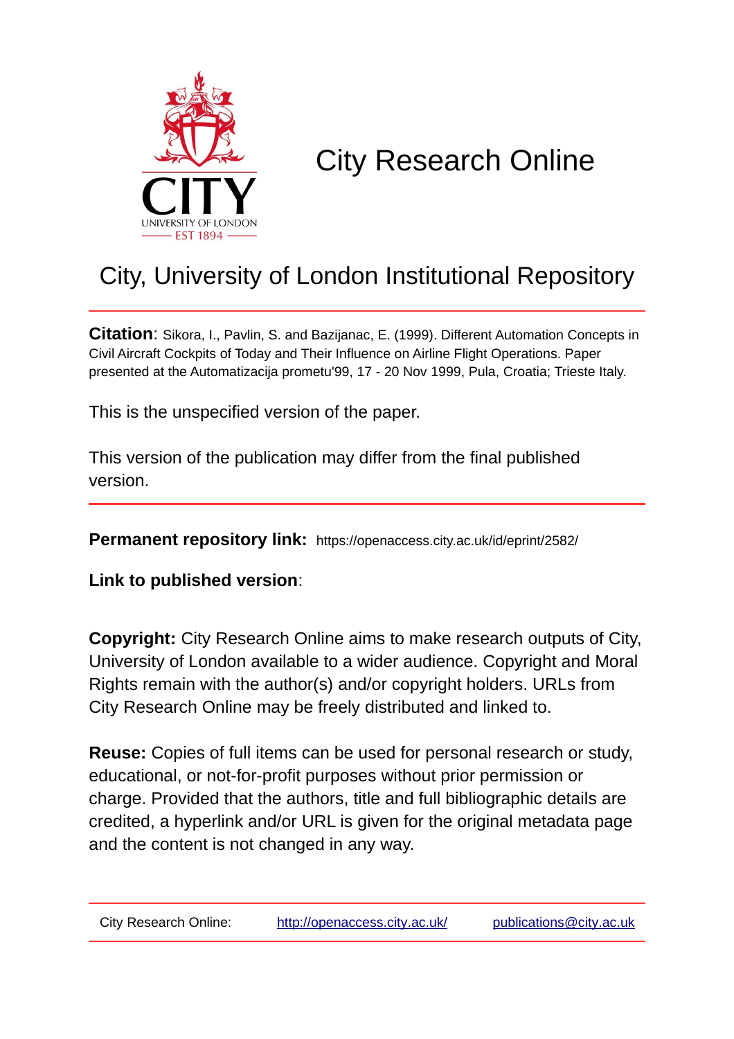CITY
UNIVERSITY OF LONDON
EST 1894

# City Research Online

## City, University of London Institutional Repository

**Citation**: Sikora, I., Pavlin, S. and Bazijanac, E. (1999). Different Automation Concepts in Civil Aircraft Cockpits of Today and Their Influence on Airline Flight Operations. Paper presented at the Automatizacija prometu'99, 17 - 20 Nov 1999, Pula, Croatia; Trieste Italy.

This is the unspecified version of the paper.

This version of the publication may differ from the final published version.

---

**Permanent repository link:** https://openaccess.city.ac.uk/id/eprint/2582/

**Link to published version**:

**Copyright:** City Research Online aims to make research outputs of City, University of London available to a wider audience. Copyright and Moral Rights remain with the author(s) and/or copyright holders. URLs from City Research Online may be freely distributed and linked to.

**Reuse:** Copies of full items can be used for personal research or study, educational, or not-for-profit purposes without prior permission or charge. Provided that the authors, title and full bibliographic details are credited, a hyperlink and/or URL is given for the original metadata page and the content is not changed in any way.

| City Research Online: | http://openaccess.city.ac.uk/ | publications@city.ac.uk |
|---|---|---|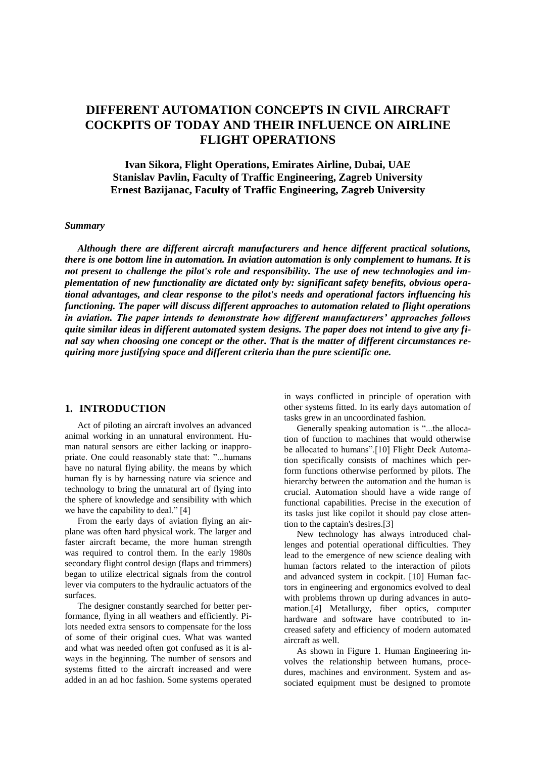# DIFFERENT AUTOMATION CONCEPTS IN CIVIL AIRCRAFT COCKPITS OF TODAY AND THEIR INFLUENCE ON AIRLINE FLIGHT OPERATIONS

**Ivan Sikora, Flight Operations, Emirates Airline, Dubai, UAE**
**Stanislav Pavlin, Faculty of Traffic Engineering, Zagreb University**
**Ernest Bazijanac, Faculty of Traffic Engineering, Zagreb University**

***Summary***

***Although there are different aircraft manufacturers and hence different practical solutions, there is one bottom line in automation. In aviation automation is only complement to humans. It is not present to challenge the pilot's role and responsibility. The use of new technologies and implementation of new functionality are dictated only by: significant safety benefits, obvious operational advantages, and clear response to the pilot's needs and operational factors influencing his functioning. The paper will discuss different approaches to automation related to flight operations in aviation. The paper intends to demonstrate how different manufacturers' approaches follows quite similar ideas in different automated system designs. The paper does not intend to give any final say when choosing one concept or the other. That is the matter of different circumstances requiring more justifying space and different criteria than the pure scientific one.***

## 1. INTRODUCTION

Act of piloting an aircraft involves an advanced animal working in an unnatural environment. Human natural sensors are either lacking or inappropriate. One could reasonably state that: "...humans have no natural flying ability. the means by which human fly is by harnessing nature via science and technology to bring the unnatural art of flying into the sphere of knowledge and sensibility with which we have the capability to deal." [4]

From the early days of aviation flying an airplane was often hard physical work. The larger and faster aircraft became, the more human strength was required to control them. In the early 1980s secondary flight control design (flaps and trimmers) began to utilize electrical signals from the control lever via computers to the hydraulic actuators of the surfaces.

The designer constantly searched for better performance, flying in all weathers and efficiently. Pilots needed extra sensors to compensate for the loss of some of their original cues. What was wanted and what was needed often got confused as it is always in the beginning. The number of sensors and systems fitted to the aircraft increased and were added in an ad hoc fashion. Some systems operated in ways conflicted in principle of operation with other systems fitted. In its early days automation of tasks grew in an uncoordinated fashion.

Generally speaking automation is "...the allocation of function to machines that would otherwise be allocated to humans".[10] Flight Deck Automation specifically consists of machines which perform functions otherwise performed by pilots. The hierarchy between the automation and the human is crucial. Automation should have a wide range of functional capabilities. Precise in the execution of its tasks just like copilot it should pay close attention to the captain's desires.[3]

New technology has always introduced challenges and potential operational difficulties. They lead to the emergence of new science dealing with human factors related to the interaction of pilots and advanced system in cockpit. [10] Human factors in engineering and ergonomics evolved to deal with problems thrown up during advances in automation.[4] Metallurgy, fiber optics, computer hardware and software have contributed to increased safety and efficiency of modern automated aircraft as well.

As shown in Figure 1. Human Engineering involves the relationship between humans, procedures, machines and environment. System and associated equipment must be designed to promote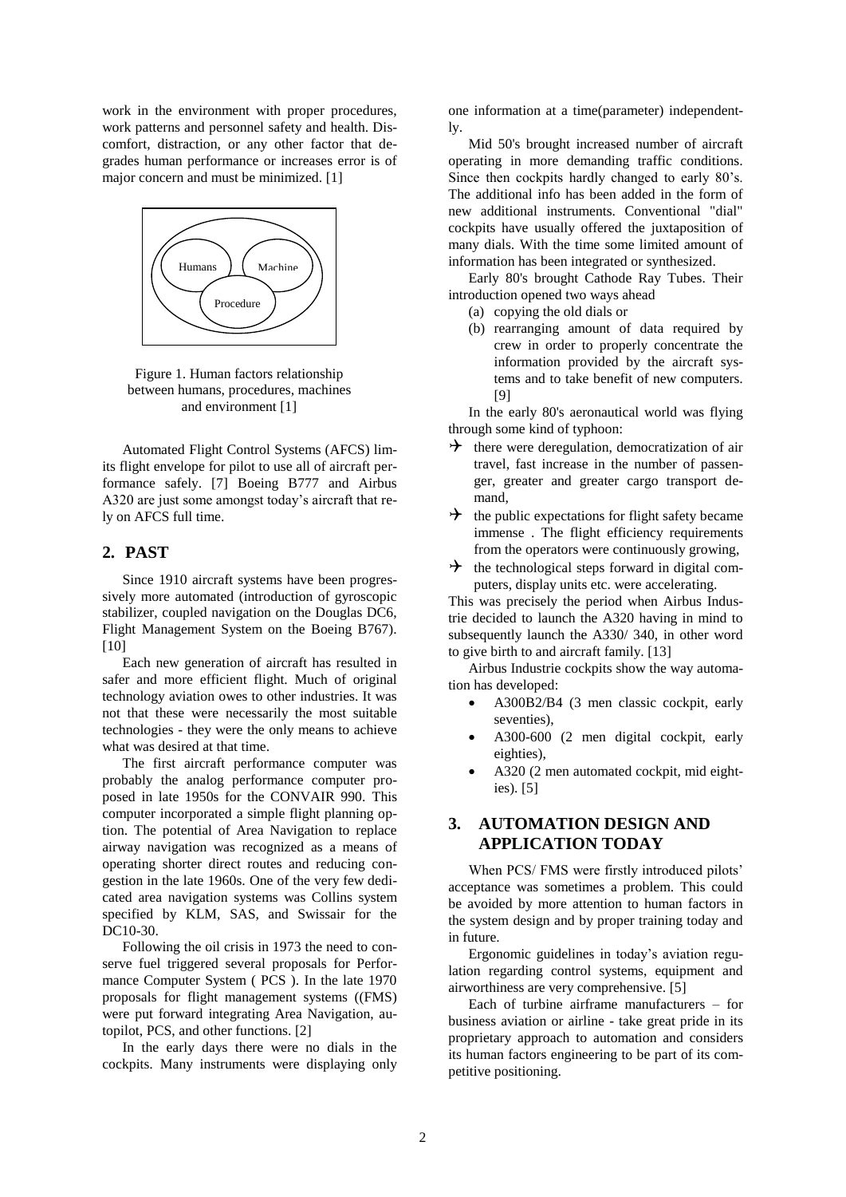work in the environment with proper procedures, work patterns and personnel safety and health. Discomfort, distraction, or any other factor that degrades human performance or increases error is of major concern and must be minimized. [1]

Humans

Machine

Procedure

Figure 1. Human factors relationship between humans, procedures, machines and environment [1]

Automated Flight Control Systems (AFCS) limits flight envelope for pilot to use all of aircraft performance safely. [7] Boeing B777 and Airbus A320 are just some amongst today's aircraft that rely on AFCS full time.

## 2. PAST

Since 1910 aircraft systems have been progressively more automated (introduction of gyroscopic stabilizer, coupled navigation on the Douglas DC6, Flight Management System on the Boeing B767). [10]

Each new generation of aircraft has resulted in safer and more efficient flight. Much of original technology aviation owes to other industries. It was not that these were necessarily the most suitable technologies - they were the only means to achieve what was desired at that time.

The first aircraft performance computer was probably the analog performance computer proposed in late 1950s for the CONVAIR 990. This computer incorporated a simple flight planning option. The potential of Area Navigation to replace airway navigation was recognized as a means of operating shorter direct routes and reducing congestion in the late 1960s. One of the very few dedicated area navigation systems was Collins system specified by KLM, SAS, and Swissair for the DC10-30.

Following the oil crisis in 1973 the need to conserve fuel triggered several proposals for Performance Computer System ( PCS ). In the late 1970 proposals for flight management systems ((FMS) were put forward integrating Area Navigation, autopilot, PCS, and other functions. [2]

In the early days there were no dials in the cockpits. Many instruments were displaying only one information at a time(parameter) independently.

Mid 50's brought increased number of aircraft operating in more demanding traffic conditions. Since then cockpits hardly changed to early 80's. The additional info has been added in the form of new additional instruments. Conventional "dial" cockpits have usually offered the juxtaposition of many dials. With the time some limited amount of information has been integrated or synthesized.

Early 80's brought Cathode Ray Tubes. Their introduction opened two ways ahead

(a) copying the old dials or
(b) rearranging amount of data required by crew in order to properly concentrate the information provided by the aircraft systems and to take benefit of new computers. [9]

In the early 80's aeronautical world was flying through some kind of typhoon:

- there were deregulation, democratization of air travel, fast increase in the number of passenger, greater and greater cargo transport demand,
- the public expectations for flight safety became immense . The flight efficiency requirements from the operators were continuously growing,
- the technological steps forward in digital computers, display units etc. were accelerating.

This was precisely the period when Airbus Industrie decided to launch the A320 having in mind to subsequently launch the A330/ 340, in other word to give birth to and aircraft family. [13]

Airbus Industrie cockpits show the way automation has developed:

- A300B2/B4 (3 men classic cockpit, early seventies),
- A300-600 (2 men digital cockpit, early eighties),
- A320 (2 men automated cockpit, mid eighties). [5]

## 3. AUTOMATION DESIGN AND APPLICATION TODAY

When PCS/ FMS were firstly introduced pilots' acceptance was sometimes a problem. This could be avoided by more attention to human factors in the system design and by proper training today and in future.

Ergonomic guidelines in today's aviation regulation regarding control systems, equipment and airworthiness are very comprehensive. [5]

Each of turbine airframe manufacturers – for business aviation or airline - take great pride in its proprietary approach to automation and considers its human factors engineering to be part of its competitive positioning.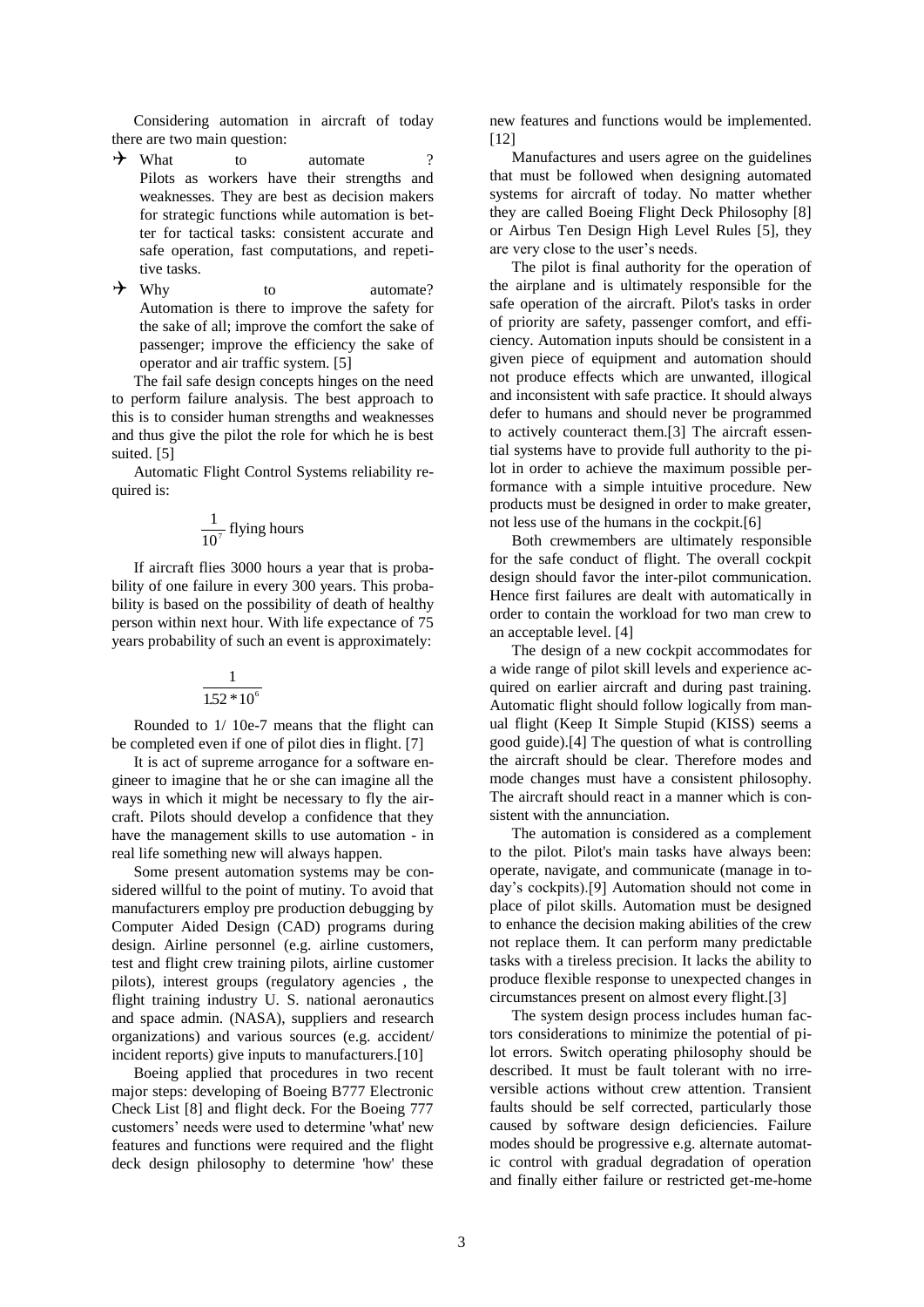Considering automation in aircraft of today there are two main question:

- What to automate ? Pilots as workers have their strengths and weaknesses. They are best as decision makers for strategic functions while automation is better for tactical tasks: consistent accurate and safe operation, fast computations, and repetitive tasks.
- Why to automate? Automation is there to improve the safety for the sake of all; improve the comfort the sake of passenger; improve the efficiency the sake of operator and air traffic system. [5]

The fail safe design concepts hinges on the need to perform failure analysis. The best approach to this is to consider human strengths and weaknesses and thus give the pilot the role for which he is best suited. [5]

Automatic Flight Control Systems reliability required is:

$$\frac{1}{10^7} \text{ flying hours}$$

If aircraft flies 3000 hours a year that is probability of one failure in every 300 years. This probability is based on the possibility of death of healthy person within next hour. With life expectance of 75 years probability of such an event is approximately:

$$\frac{1}{1.52 * 10^6}$$

Rounded to 1/ 10e-7 means that the flight can be completed even if one of pilot dies in flight. [7]

It is act of supreme arrogance for a software engineer to imagine that he or she can imagine all the ways in which it might be necessary to fly the aircraft. Pilots should develop a confidence that they have the management skills to use automation - in real life something new will always happen.

Some present automation systems may be considered willful to the point of mutiny. To avoid that manufacturers employ pre production debugging by Computer Aided Design (CAD) programs during design. Airline personnel (e.g. airline customers, test and flight crew training pilots, airline customer pilots), interest groups (regulatory agencies , the flight training industry U. S. national aeronautics and space admin. (NASA), suppliers and research organizations) and various sources (e.g. accident/ incident reports) give inputs to manufacturers.[10]

Boeing applied that procedures in two recent major steps: developing of Boeing B777 Electronic Check List [8] and flight deck. For the Boeing 777 customers' needs were used to determine 'what' new features and functions were required and the flight deck design philosophy to determine 'how' these new features and functions would be implemented. [12]

Manufactures and users agree on the guidelines that must be followed when designing automated systems for aircraft of today. No matter whether they are called Boeing Flight Deck Philosophy [8] or Airbus Ten Design High Level Rules [5], they are very close to the user's needs.

The pilot is final authority for the operation of the airplane and is ultimately responsible for the safe operation of the aircraft. Pilot's tasks in order of priority are safety, passenger comfort, and efficiency. Automation inputs should be consistent in a given piece of equipment and automation should not produce effects which are unwanted, illogical and inconsistent with safe practice. It should always defer to humans and should never be programmed to actively counteract them.[3] The aircraft essential systems have to provide full authority to the pilot in order to achieve the maximum possible performance with a simple intuitive procedure. New products must be designed in order to make greater, not less use of the humans in the cockpit.[6]

Both crewmembers are ultimately responsible for the safe conduct of flight. The overall cockpit design should favor the inter-pilot communication. Hence first failures are dealt with automatically in order to contain the workload for two man crew to an acceptable level. [4]

The design of a new cockpit accommodates for a wide range of pilot skill levels and experience acquired on earlier aircraft and during past training. Automatic flight should follow logically from manual flight (Keep It Simple Stupid (KISS) seems a good guide).[4] The question of what is controlling the aircraft should be clear. Therefore modes and mode changes must have a consistent philosophy. The aircraft should react in a manner which is consistent with the annunciation.

The automation is considered as a complement to the pilot. Pilot's main tasks have always been: operate, navigate, and communicate (manage in today's cockpits).[9] Automation should not come in place of pilot skills. Automation must be designed to enhance the decision making abilities of the crew not replace them. It can perform many predictable tasks with a tireless precision. It lacks the ability to produce flexible response to unexpected changes in circumstances present on almost every flight.[3]

The system design process includes human factors considerations to minimize the potential of pilot errors. Switch operating philosophy should be described. It must be fault tolerant with no irreversible actions without crew attention. Transient faults should be self corrected, particularly those caused by software design deficiencies. Failure modes should be progressive e.g. alternate automatic control with gradual degradation of operation and finally either failure or restricted get-me-home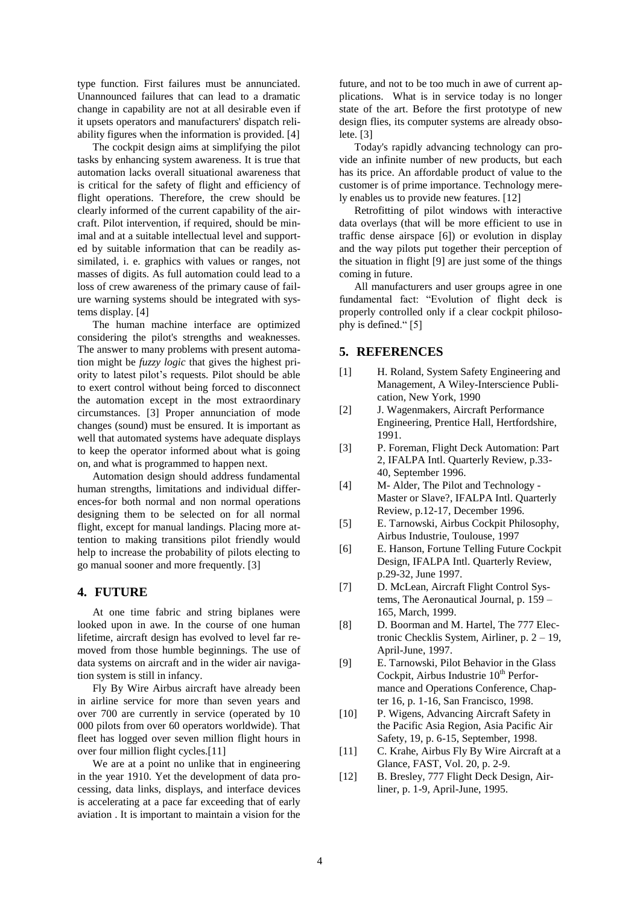type function. First failures must be annunciated. Unannounced failures that can lead to a dramatic change in capability are not at all desirable even if it upsets operators and manufacturers' dispatch reliability figures when the information is provided. [4]

The cockpit design aims at simplifying the pilot tasks by enhancing system awareness. It is true that automation lacks overall situational awareness that is critical for the safety of flight and efficiency of flight operations. Therefore, the crew should be clearly informed of the current capability of the aircraft. Pilot intervention, if required, should be minimal and at a suitable intellectual level and supported by suitable information that can be readily assimilated, i. e. graphics with values or ranges, not masses of digits. As full automation could lead to a loss of crew awareness of the primary cause of failure warning systems should be integrated with systems display. [4]

The human machine interface are optimized considering the pilot's strengths and weaknesses. The answer to many problems with present automation might be *fuzzy logic* that gives the highest priority to latest pilot's requests. Pilot should be able to exert control without being forced to disconnect the automation except in the most extraordinary circumstances. [3] Proper annunciation of mode changes (sound) must be ensured. It is important as well that automated systems have adequate displays to keep the operator informed about what is going on, and what is programmed to happen next.

Automation design should address fundamental human strengths, limitations and individual differences-for both normal and non normal operations designing them to be selected on for all normal flight, except for manual landings. Placing more attention to making transitions pilot friendly would help to increase the probability of pilots electing to go manual sooner and more frequently. [3]

## 4. FUTURE

At one time fabric and string biplanes were looked upon in awe. In the course of one human lifetime, aircraft design has evolved to level far removed from those humble beginnings. The use of data systems on aircraft and in the wider air navigation system is still in infancy.

Fly By Wire Airbus aircraft have already been in airline service for more than seven years and over 700 are currently in service (operated by 10 000 pilots from over 60 operators worldwide). That fleet has logged over seven million flight hours in over four million flight cycles.[11]

We are at a point no unlike that in engineering in the year 1910. Yet the development of data processing, data links, displays, and interface devices is accelerating at a pace far exceeding that of early aviation . It is important to maintain a vision for the future, and not to be too much in awe of current applications. What is in service today is no longer state of the art. Before the first prototype of new design flies, its computer systems are already obsolete. [3]

Today's rapidly advancing technology can provide an infinite number of new products, but each has its price. An affordable product of value to the customer is of prime importance. Technology merely enables us to provide new features. [12]

Retrofitting of pilot windows with interactive data overlays (that will be more efficient to use in traffic dense airspace [6]) or evolution in display and the way pilots put together their perception of the situation in flight [9] are just some of the things coming in future.

All manufacturers and user groups agree in one fundamental fact: "Evolution of flight deck is properly controlled only if a clear cockpit philosophy is defined." [5]

## 5. REFERENCES

[1] H. Roland, System Safety Engineering and Management, A Wiley-Interscience Publication, New York, 1990

[2] J. Wagenmakers, Aircraft Performance Engineering, Prentice Hall, Hertfordshire, 1991.

[3] P. Foreman, Flight Deck Automation: Part 2, IFALPA Intl. Quarterly Review, p.33-40, September 1996.

[4] M- Alder, The Pilot and Technology - Master or Slave?, IFALPA Intl. Quarterly Review, p.12-17, December 1996.

[5] E. Tarnowski, Airbus Cockpit Philosophy, Airbus Industrie, Toulouse, 1997

[6] E. Hanson, Fortune Telling Future Cockpit Design, IFALPA Intl. Quarterly Review, p.29-32, June 1997.

[7] D. McLean, Aircraft Flight Control Systems, The Aeronautical Journal, p. 159 – 165, March, 1999.

[8] D. Boorman and M. Hartel, The 777 Electronic Checklis System, Airliner, p. 2 – 19, April-June, 1997.

[9] E. Tarnowski, Pilot Behavior in the Glass Cockpit, Airbus Industrie 10th Performance and Operations Conference, Chapter 16, p. 1-16, San Francisco, 1998.

[10] P. Wigens, Advancing Aircraft Safety in the Pacific Asia Region, Asia Pacific Air Safety, 19, p. 6-15, September, 1998.

[11] C. Krahe, Airbus Fly By Wire Aircraft at a Glance, FAST, Vol. 20, p. 2-9.

[12] B. Bresley, 777 Flight Deck Design, Airliner, p. 1-9, April-June, 1995.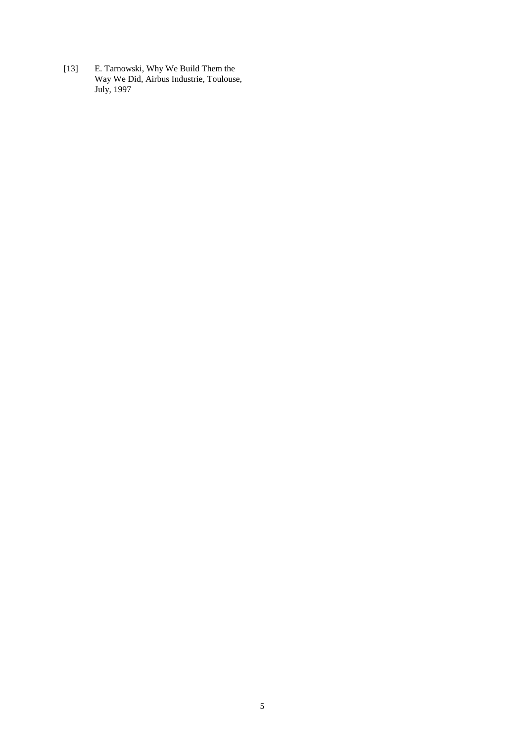[13] E. Tarnowski, Why We Build Them the Way We Did, Airbus Industrie, Toulouse, July, 1997